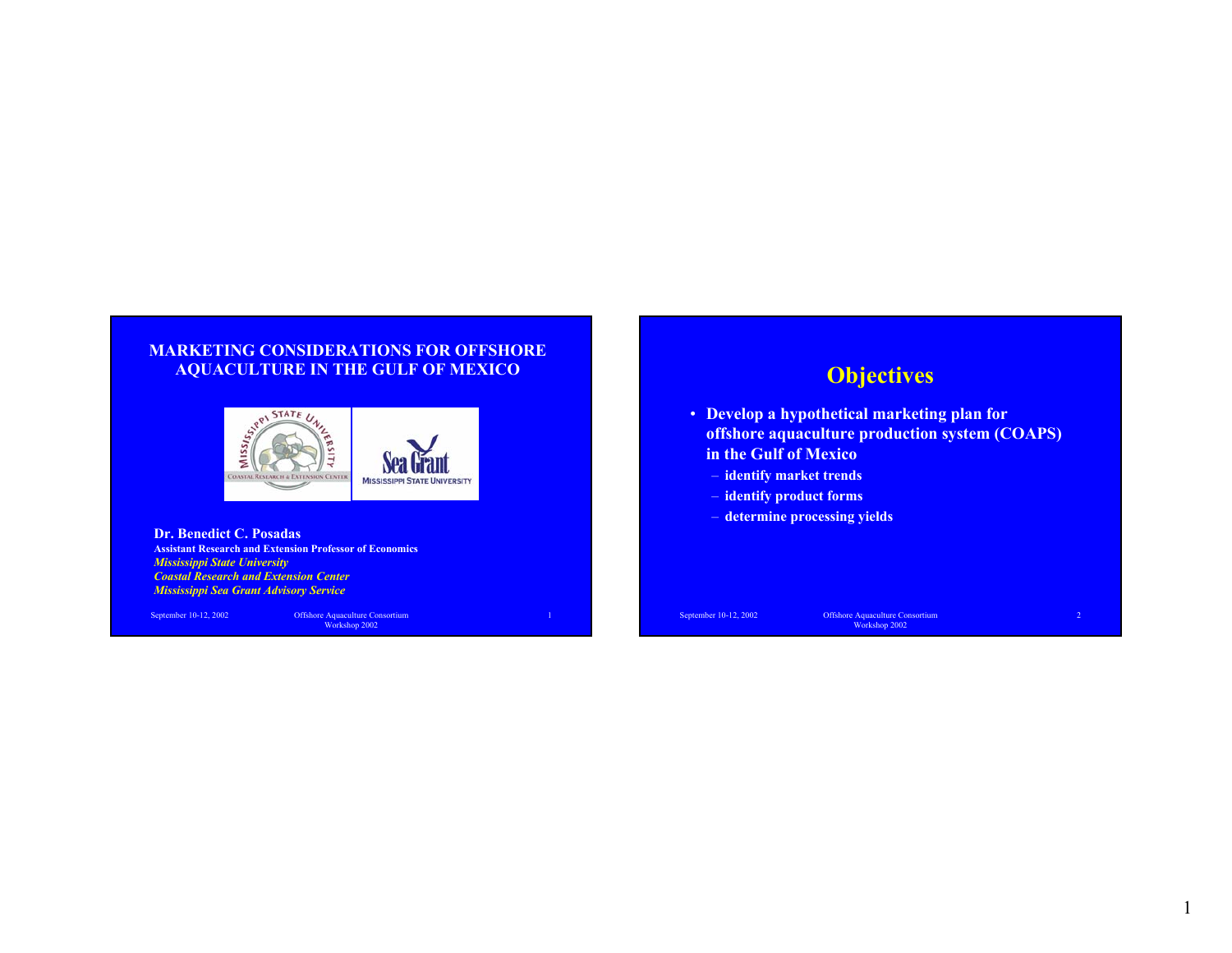# MARKETING CONSIDERATIONS FOR OFFSHORE AQUACULTURE IN THE GULF OF MEXICO

**Dr. Benedict C. Posadas**
**Assistant Research and Extension Professor of Economics**
***Mississippi State University***
***Coastal Research and Extension Center***
***Mississippi Sea Grant Advisory Service***

## Objectives

- **Develop a hypothetical marketing plan for offshore aquaculture production system (COAPS) in the Gulf of Mexico**
  - **identify market trends**
  - **identify product forms**
  - **determine processing yields**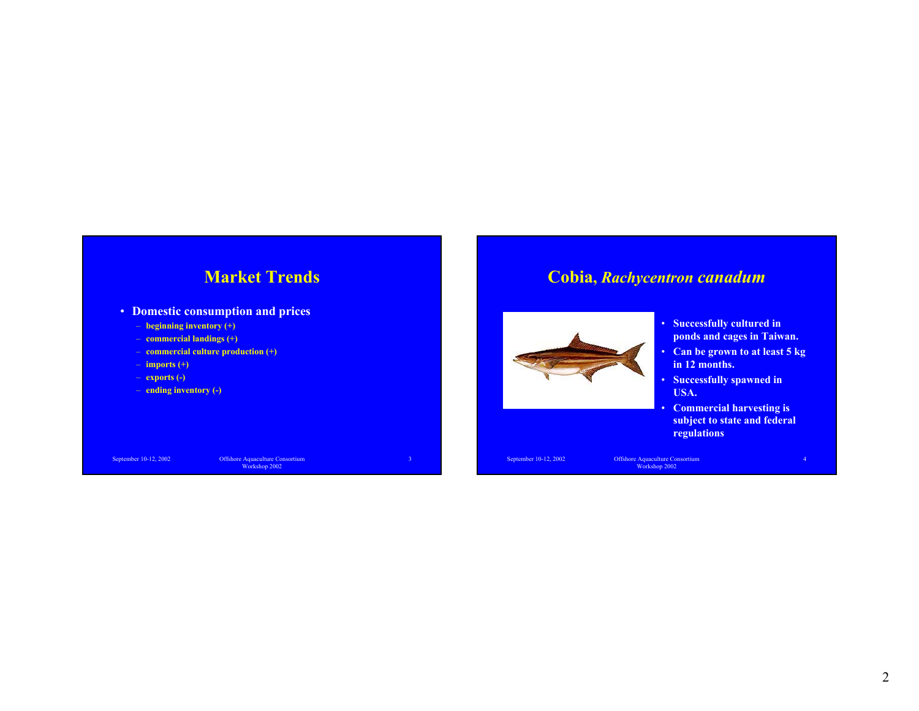## Market Trends

- **Domestic consumption and prices**
  - **beginning inventory (+)**
  - **commercial landings (+)**
  - **commercial culture production (+)**
  - **imports (+)**
  - **exports (-)**
  - **ending inventory (-)**

## Cobia, *Rachycentron canadum*

- **Successfully cultured in ponds and cages in Taiwan.**
- **Can be grown to at least 5 kg in 12 months.**
- **Successfully spawned in USA.**
- **Commercial harvesting is subject to state and federal regulations**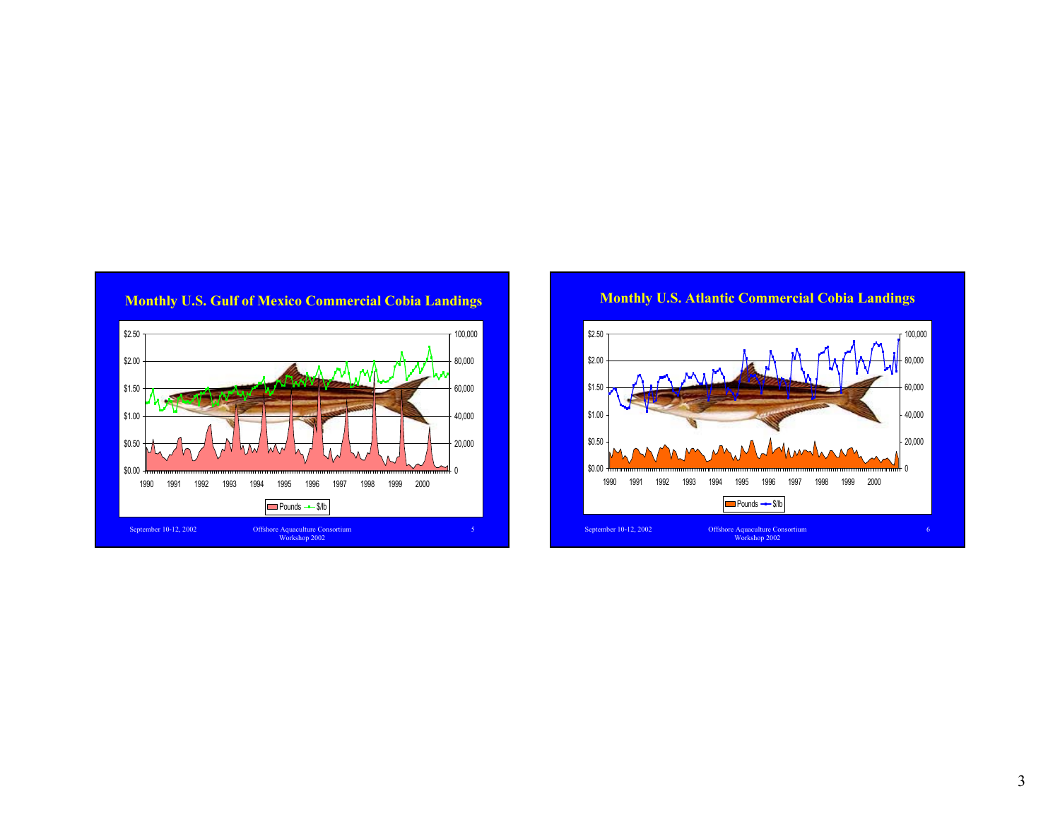## Monthly U.S. Gulf of Mexico Commercial Cobia Landings

$2.50 | $2.00 | $1.50 | $1.00 | $0.50 | $0.00

100,000 | 80,000 | 60,000 | 40,000 | 20,000 | 0

1990 1991 1992 1993 1994 1995 1996 1997 1998 1999 2000

Pounds — $/lb

## Monthly U.S. Atlantic Commercial Cobia Landings

$2.50 | $2.00 | $1.50 | $1.00 | $0.50 | $0.00

100,000 | 80,000 | 60,000 | 40,000 | 20,000 | 0

1990 1991 1992 1993 1994 1995 1996 1997 1998 1999 2000

Pounds — $/lb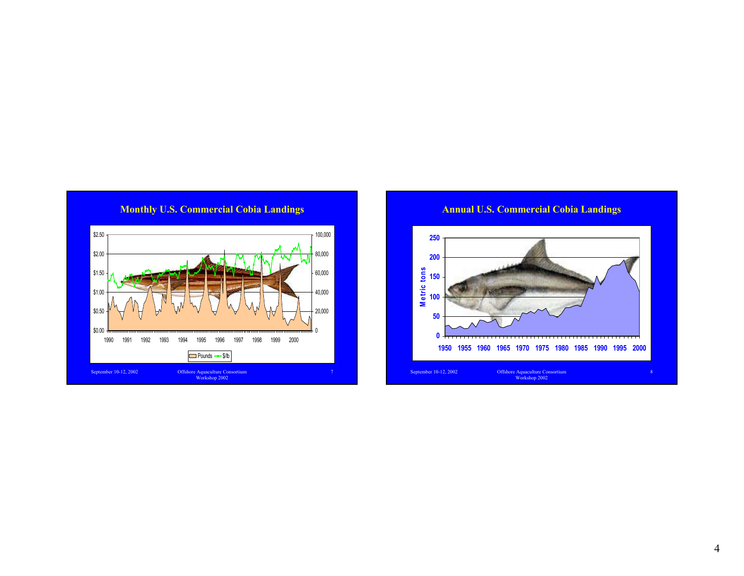## Monthly U.S. Commercial Cobia Landings

$2.50 | $2.00 | $1.50 | $1.00 | $0.50 | $0.00

100,000 | 80,000 | 60,000 | 40,000 | 20,000 | 0

1990 1991 1992 1993 1994 1995 1996 1997 1998 1999 2000

Pounds — $/lb

September 10-12, 2002 — Offshore Aquaculture Consortium Workshop 2002

## Annual U.S. Commercial Cobia Landings

Metric tons: 250 | 200 | 150 | 100 | 50 | 0

1950 1955 1960 1965 1970 1975 1980 1985 1990 1995 2000

September 10-12, 2002 — Offshore Aquaculture Consortium Workshop 2002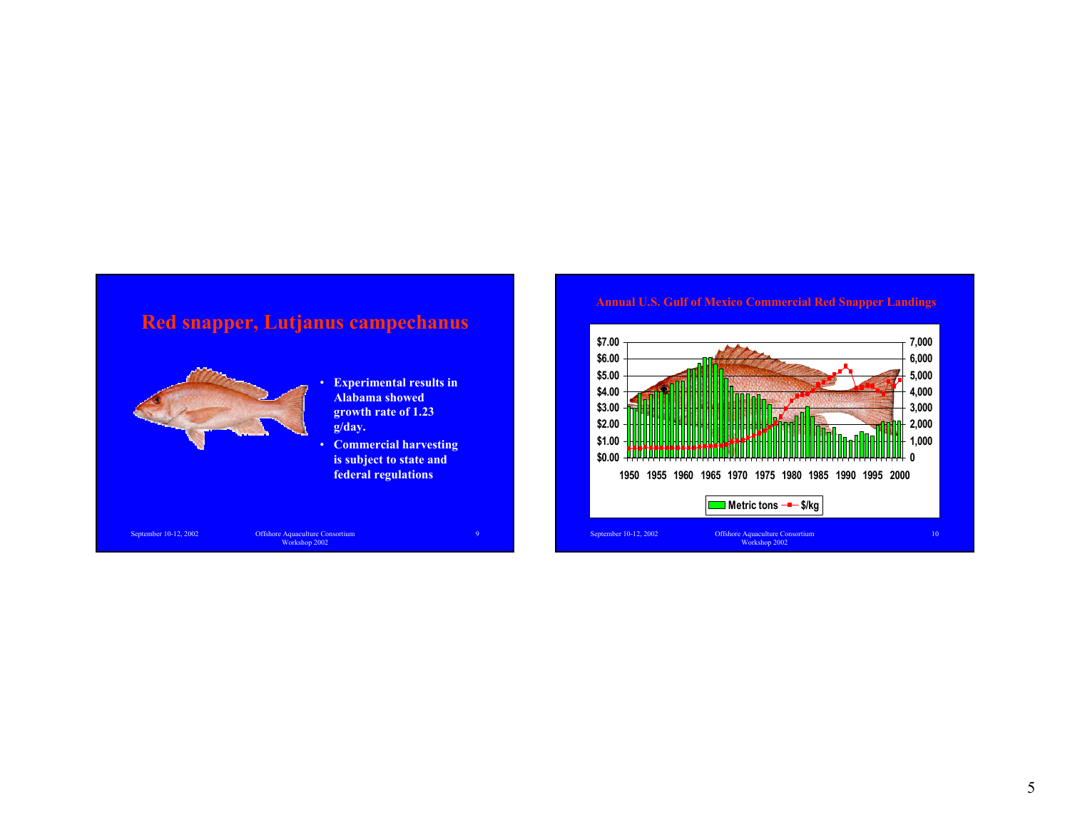## Red snapper, Lutjanus campechanus

- Experimental results in Alabama showed growth rate of 1.23 g/day.
- Commercial harvesting is subject to state and federal regulations

### Annual U.S. Gulf of Mexico Commercial Red Snapper Landings

$7.00 / $6.00 / $5.00 / $4.00 / $3.00 / $2.00 / $1.00 / $0.00

7,000 / 6,000 / 5,000 / 4,000 / 3,000 / 2,000 / 1,000 / 0

1950 1955 1960 1965 1970 1975 1980 1985 1990 1995 2000

Metric tons — $/kg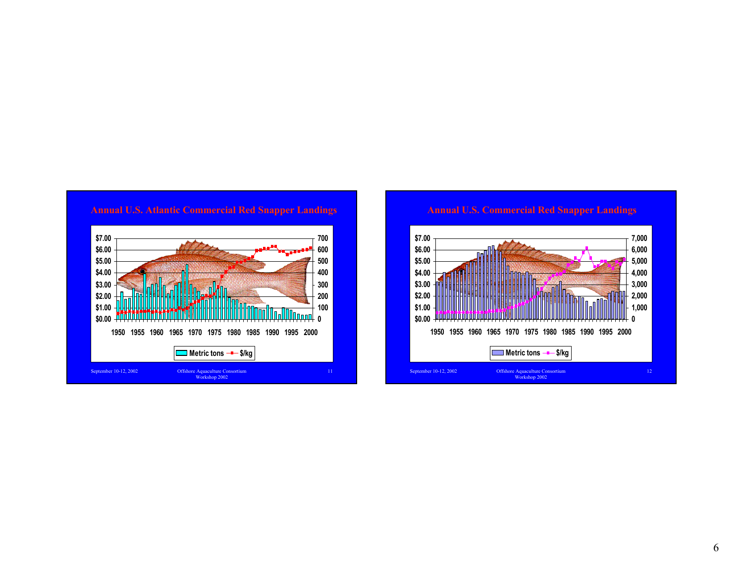## Annual U.S. Atlantic Commercial Red Snapper Landings

$7.00 · $6.00 · $5.00 · $4.00 · $3.00 · $2.00 · $1.00 · $0.00

700 · 600 · 500 · 400 · 300 · 200 · 100 · 0

1950 1955 1960 1965 1970 1975 1980 1985 1990 1995 2000

Metric tons — $/kg

## Annual U.S. Commercial Red Snapper Landings

$7.00 · $6.00 · $5.00 · $4.00 · $3.00 · $2.00 · $1.00 · $0.00

7,000 · 6,000 · 5,000 · 4,000 · 3,000 · 2,000 · 1,000 · 0

1950 1955 1960 1965 1970 1975 1980 1985 1990 1995 2000

Metric tons — $/kg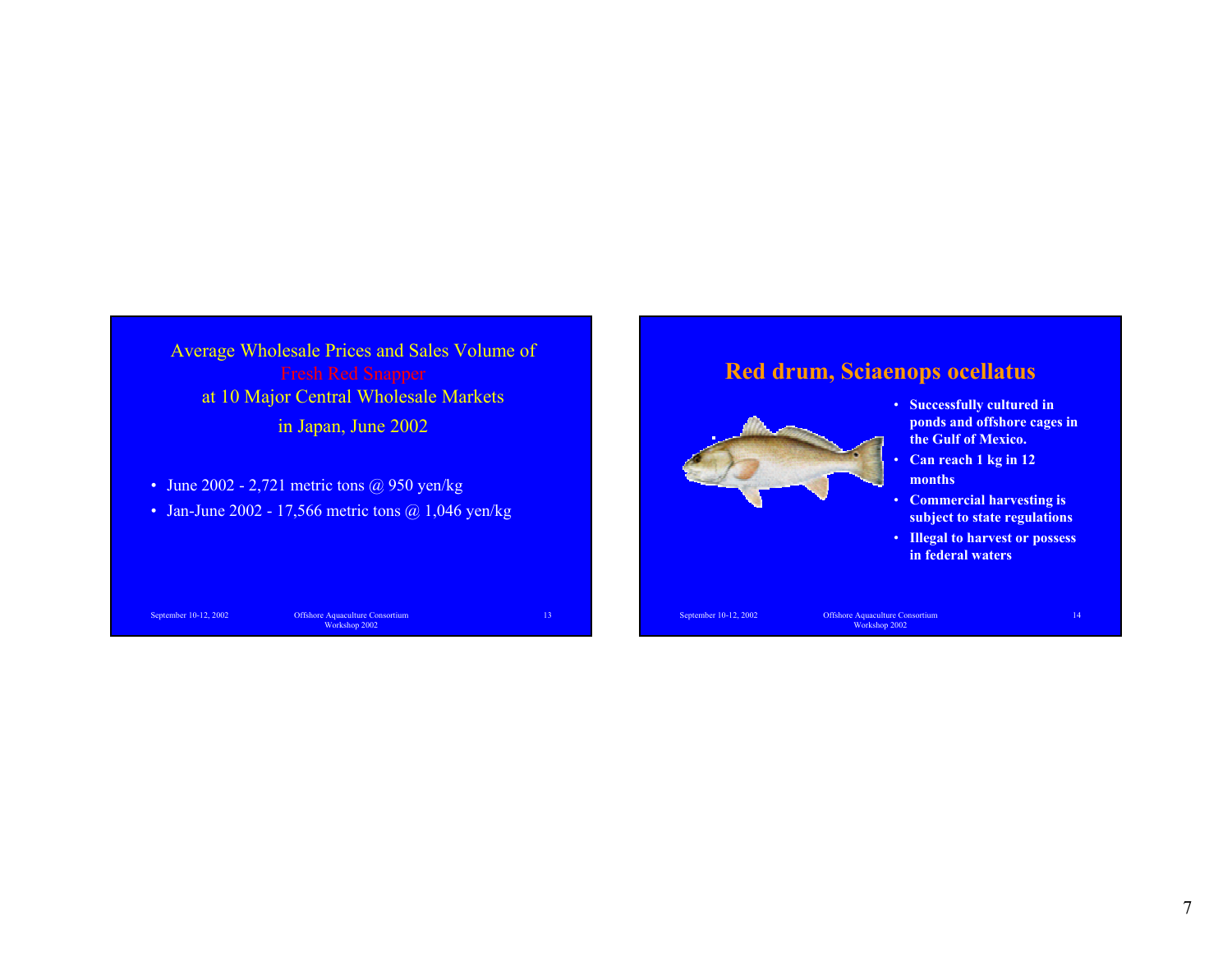## Average Wholesale Prices and Sales Volume of Fresh Red Snapper at 10 Major Central Wholesale Markets in Japan, June 2002

- June 2002 - 2,721 metric tons @ 950 yen/kg
- Jan-June 2002 - 17,566 metric tons @ 1,046 yen/kg

## Red drum, Sciaenops ocellatus

- **Successfully cultured in ponds and offshore cages in the Gulf of Mexico.**
- **Can reach 1 kg in 12 months**
- **Commercial harvesting is subject to state regulations**
- **Illegal to harvest or possess in federal waters**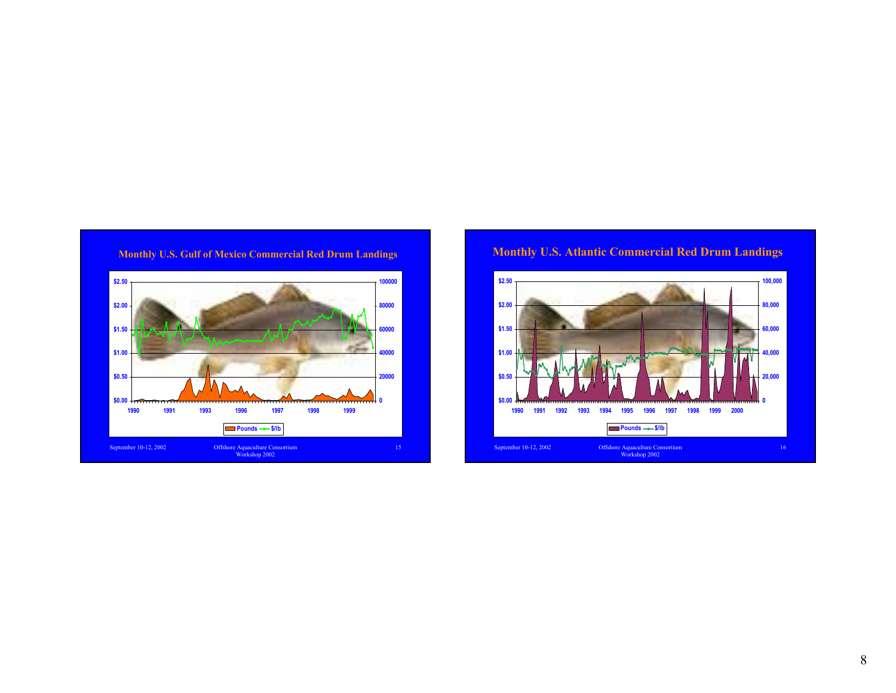## Monthly U.S. Gulf of Mexico Commercial Red Drum Landings

$2.50 / $2.00 / $1.50 / $1.00 / $0.50 / $0.00

100000 / 80000 / 60000 / 40000 / 20000 / 0

1990 1991 1993 1996 1997 1998 1999

Pounds — $/lb

September 10-12, 2002 — Offshore Aquaculture Consortium Workshop 2002 — 15

## Monthly U.S. Atlantic Commercial Red Drum Landings

$2.50 / $2.00 / $1.50 / $1.00 / $0.50 / $0.00

100,000 / 80,000 / 60,000 / 40,000 / 20,000 / 0

1990 1991 1992 1993 1994 1995 1996 1997 1998 1999 2000

Pounds — $/lb

September 10-12, 2002 — Offshore Aquaculture Consortium Workshop 2002 — 16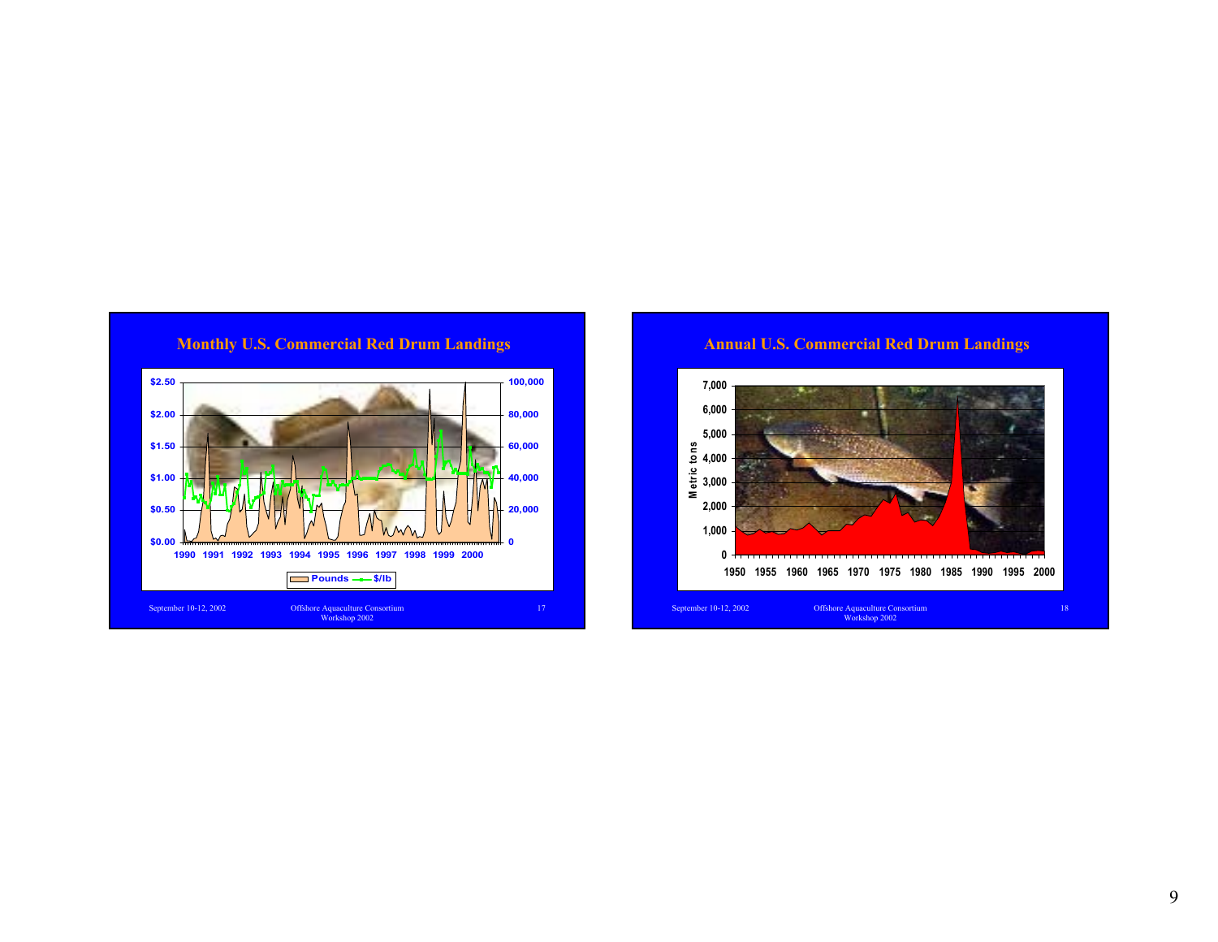## Monthly U.S. Commercial Red Drum Landings

$2.50 | $2.00 | $1.50 | $1.00 | $0.50 | $0.00

100,000 | 80,000 | 60,000 | 40,000 | 20,000 | 0

1990 1991 1992 1993 1994 1995 1996 1997 1998 1999 2000

Pounds — $/lb

September 10-12, 2002 — Offshore Aquaculture Consortium Workshop 2002 — 17

## Annual U.S. Commercial Red Drum Landings

Metric tons

7,000 | 6,000 | 5,000 | 4,000 | 3,000 | 2,000 | 1,000 | 0

1950 1955 1960 1965 1970 1975 1980 1985 1990 1995 2000

September 10-12, 2002 — Offshore Aquaculture Consortium Workshop 2002 — 18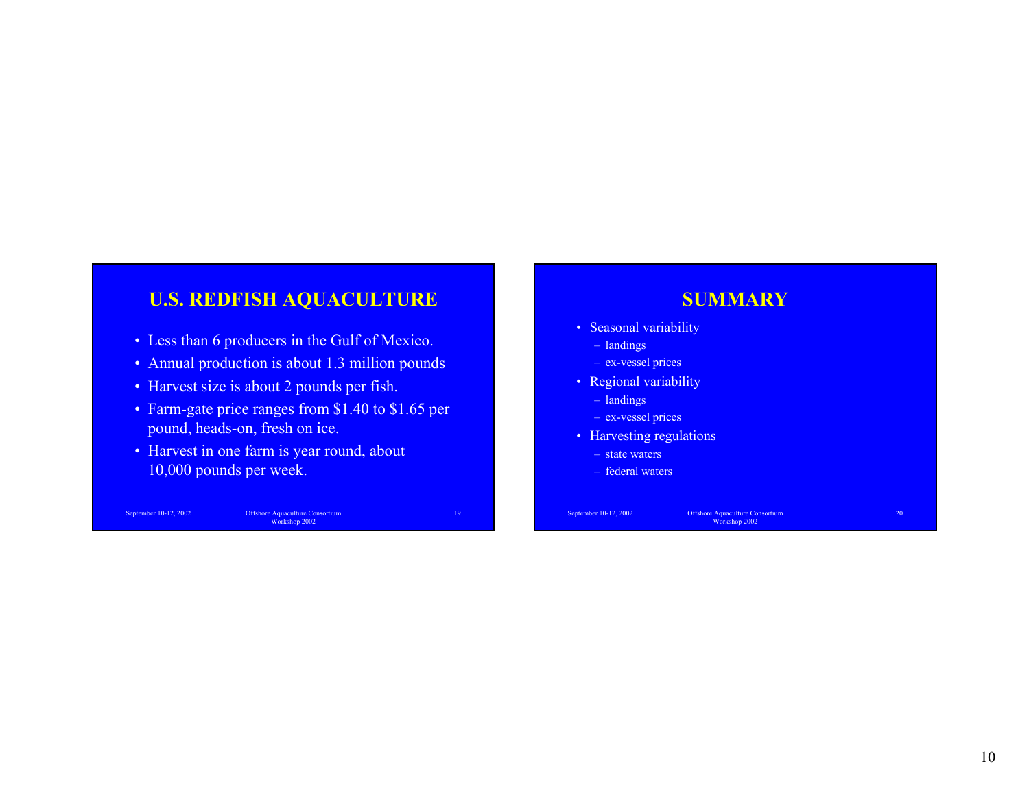## U.S. REDFISH AQUACULTURE

- Less than 6 producers in the Gulf of Mexico.
- Annual production is about 1.3 million pounds
- Harvest size is about 2 pounds per fish.
- Farm-gate price ranges from $1.40 to $1.65 per pound, heads-on, fresh on ice.
- Harvest in one farm is year round, about 10,000 pounds per week.

## SUMMARY

- Seasonal variability
  - landings
  - ex-vessel prices
- Regional variability
  - landings
  - ex-vessel prices
- Harvesting regulations
  - state waters
  - federal waters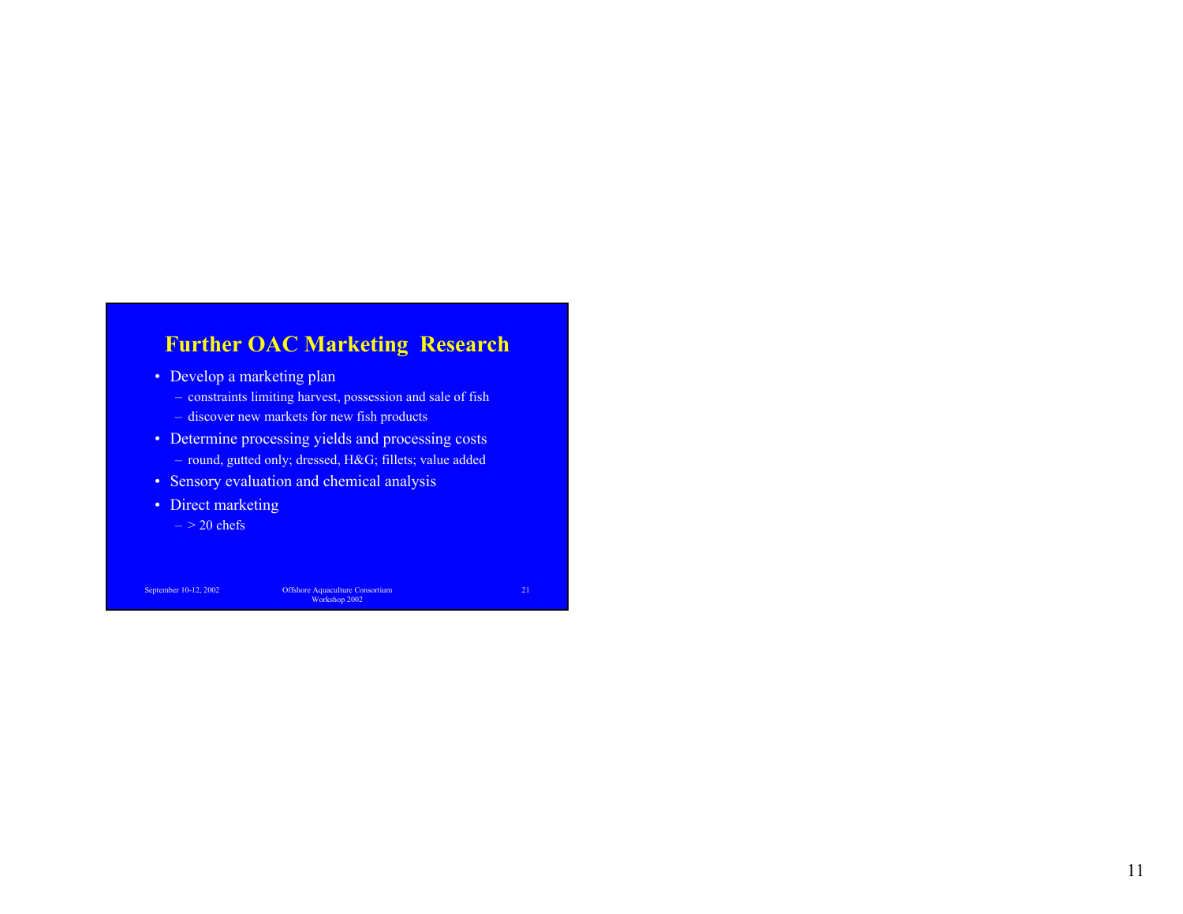## Further OAC Marketing Research

- Develop a marketing plan
  - constraints limiting harvest, possession and sale of fish
  - discover new markets for new fish products
- Determine processing yields and processing costs
  - round, gutted only; dressed, H&G; fillets; value added
- Sensory evaluation and chemical analysis
- Direct marketing
  - > 20 chefs